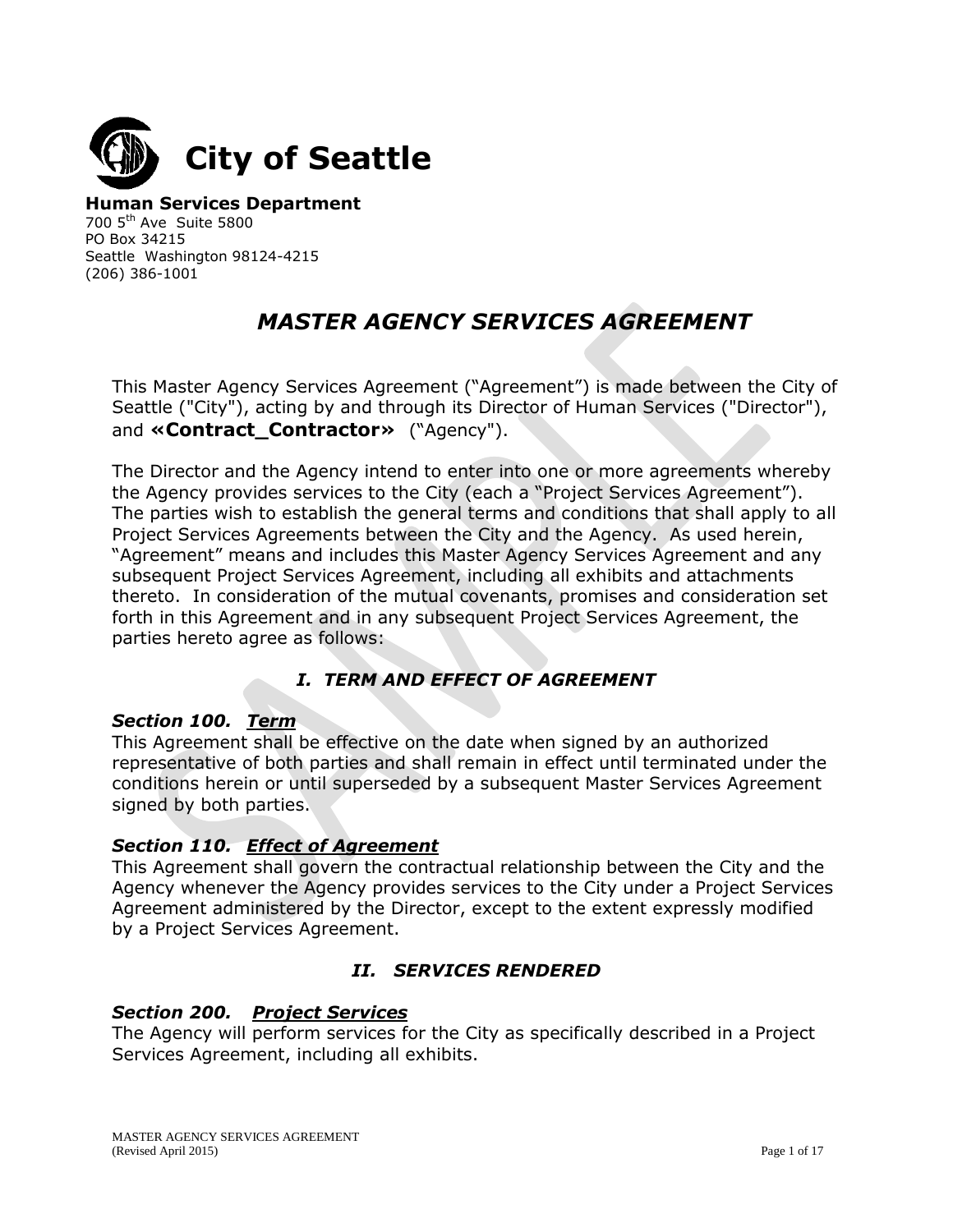# City of Seattle

**Human Services Department**
700 5th Ave Suite 5800
PO Box 34215
Seattle Washington 98124-4215
(206) 386-1001

## *MASTER AGENCY SERVICES AGREEMENT*

This Master Agency Services Agreement ("Agreement") is made between the City of Seattle ("City"), acting by and through its Director of Human Services ("Director"), and **«Contract_Contractor»** ("Agency").

The Director and the Agency intend to enter into one or more agreements whereby the Agency provides services to the City (each a "Project Services Agreement"). The parties wish to establish the general terms and conditions that shall apply to all Project Services Agreements between the City and the Agency. As used herein, "Agreement" means and includes this Master Agency Services Agreement and any subsequent Project Services Agreement, including all exhibits and attachments thereto. In consideration of the mutual covenants, promises and consideration set forth in this Agreement and in any subsequent Project Services Agreement, the parties hereto agree as follows:

### *I. TERM AND EFFECT OF AGREEMENT*

***Section 100. Term***
This Agreement shall be effective on the date when signed by an authorized representative of both parties and shall remain in effect until terminated under the conditions herein or until superseded by a subsequent Master Services Agreement signed by both parties.

***Section 110. Effect of Agreement***
This Agreement shall govern the contractual relationship between the City and the Agency whenever the Agency provides services to the City under a Project Services Agreement administered by the Director, except to the extent expressly modified by a Project Services Agreement.

### *II. SERVICES RENDERED*

***Section 200. Project Services***
The Agency will perform services for the City as specifically described in a Project Services Agreement, including all exhibits.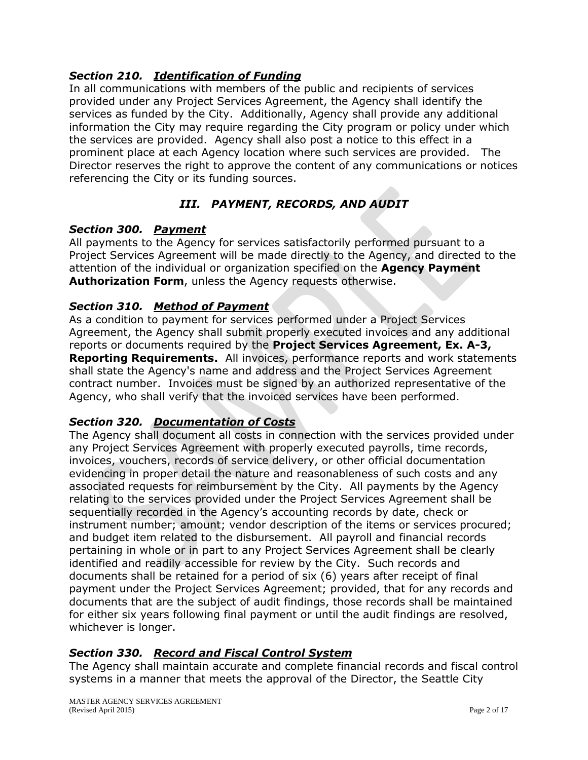### *Section 210. Identification of Funding*

In all communications with members of the public and recipients of services provided under any Project Services Agreement, the Agency shall identify the services as funded by the City. Additionally, Agency shall provide any additional information the City may require regarding the City program or policy under which the services are provided. Agency shall also post a notice to this effect in a prominent place at each Agency location where such services are provided. The Director reserves the right to approve the content of any communications or notices referencing the City or its funding sources.

## *III. PAYMENT, RECORDS, AND AUDIT*

### *Section 300. Payment*

All payments to the Agency for services satisfactorily performed pursuant to a Project Services Agreement will be made directly to the Agency, and directed to the attention of the individual or organization specified on the **Agency Payment Authorization Form**, unless the Agency requests otherwise.

### *Section 310. Method of Payment*

As a condition to payment for services performed under a Project Services Agreement, the Agency shall submit properly executed invoices and any additional reports or documents required by the **Project Services Agreement, Ex. A-3, Reporting Requirements.** All invoices, performance reports and work statements shall state the Agency's name and address and the Project Services Agreement contract number. Invoices must be signed by an authorized representative of the Agency, who shall verify that the invoiced services have been performed.

### *Section 320. Documentation of Costs*

The Agency shall document all costs in connection with the services provided under any Project Services Agreement with properly executed payrolls, time records, invoices, vouchers, records of service delivery, or other official documentation evidencing in proper detail the nature and reasonableness of such costs and any associated requests for reimbursement by the City. All payments by the Agency relating to the services provided under the Project Services Agreement shall be sequentially recorded in the Agency's accounting records by date, check or instrument number; amount; vendor description of the items or services procured; and budget item related to the disbursement. All payroll and financial records pertaining in whole or in part to any Project Services Agreement shall be clearly identified and readily accessible for review by the City. Such records and documents shall be retained for a period of six (6) years after receipt of final payment under the Project Services Agreement; provided, that for any records and documents that are the subject of audit findings, those records shall be maintained for either six years following final payment or until the audit findings are resolved, whichever is longer.

### *Section 330. Record and Fiscal Control System*

The Agency shall maintain accurate and complete financial records and fiscal control systems in a manner that meets the approval of the Director, the Seattle City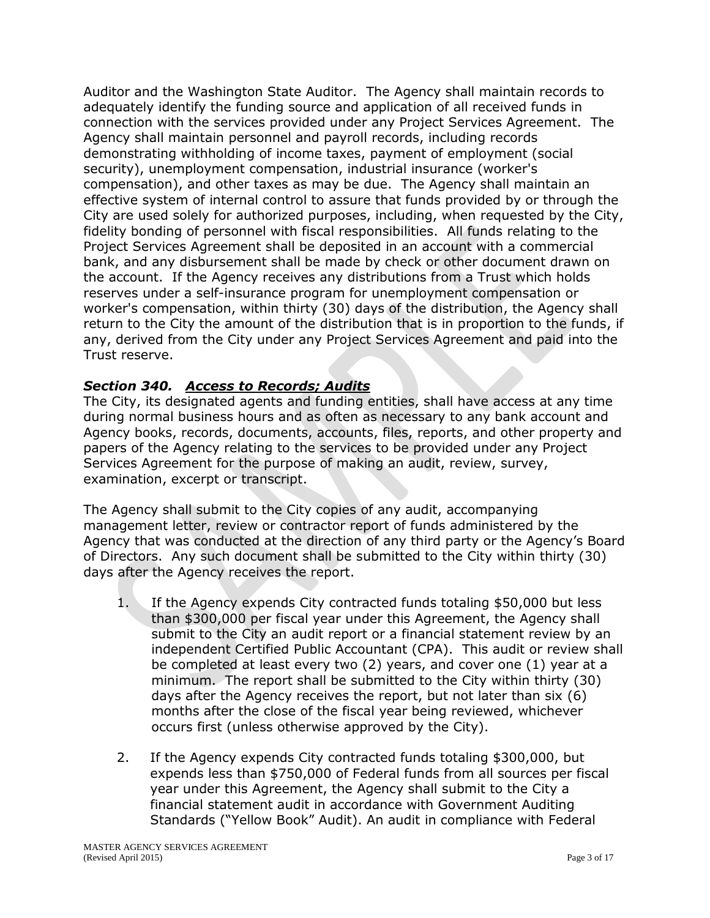Auditor and the Washington State Auditor. The Agency shall maintain records to adequately identify the funding source and application of all received funds in connection with the services provided under any Project Services Agreement. The Agency shall maintain personnel and payroll records, including records demonstrating withholding of income taxes, payment of employment (social security), unemployment compensation, industrial insurance (worker's compensation), and other taxes as may be due. The Agency shall maintain an effective system of internal control to assure that funds provided by or through the City are used solely for authorized purposes, including, when requested by the City, fidelity bonding of personnel with fiscal responsibilities. All funds relating to the Project Services Agreement shall be deposited in an account with a commercial bank, and any disbursement shall be made by check or other document drawn on the account. If the Agency receives any distributions from a Trust which holds reserves under a self-insurance program for unemployment compensation or worker's compensation, within thirty (30) days of the distribution, the Agency shall return to the City the amount of the distribution that is in proportion to the funds, if any, derived from the City under any Project Services Agreement and paid into the Trust reserve.

### *Section 340. __Access to Records; Audits__*

The City, its designated agents and funding entities, shall have access at any time during normal business hours and as often as necessary to any bank account and Agency books, records, documents, accounts, files, reports, and other property and papers of the Agency relating to the services to be provided under any Project Services Agreement for the purpose of making an audit, review, survey, examination, excerpt or transcript.

The Agency shall submit to the City copies of any audit, accompanying management letter, review or contractor report of funds administered by the Agency that was conducted at the direction of any third party or the Agency's Board of Directors. Any such document shall be submitted to the City within thirty (30) days after the Agency receives the report.

1. If the Agency expends City contracted funds totaling $50,000 but less than $300,000 per fiscal year under this Agreement, the Agency shall submit to the City an audit report or a financial statement review by an independent Certified Public Accountant (CPA). This audit or review shall be completed at least every two (2) years, and cover one (1) year at a minimum. The report shall be submitted to the City within thirty (30) days after the Agency receives the report, but not later than six (6) months after the close of the fiscal year being reviewed, whichever occurs first (unless otherwise approved by the City).

2. If the Agency expends City contracted funds totaling $300,000, but expends less than $750,000 of Federal funds from all sources per fiscal year under this Agreement, the Agency shall submit to the City a financial statement audit in accordance with Government Auditing Standards ("Yellow Book" Audit). An audit in compliance with Federal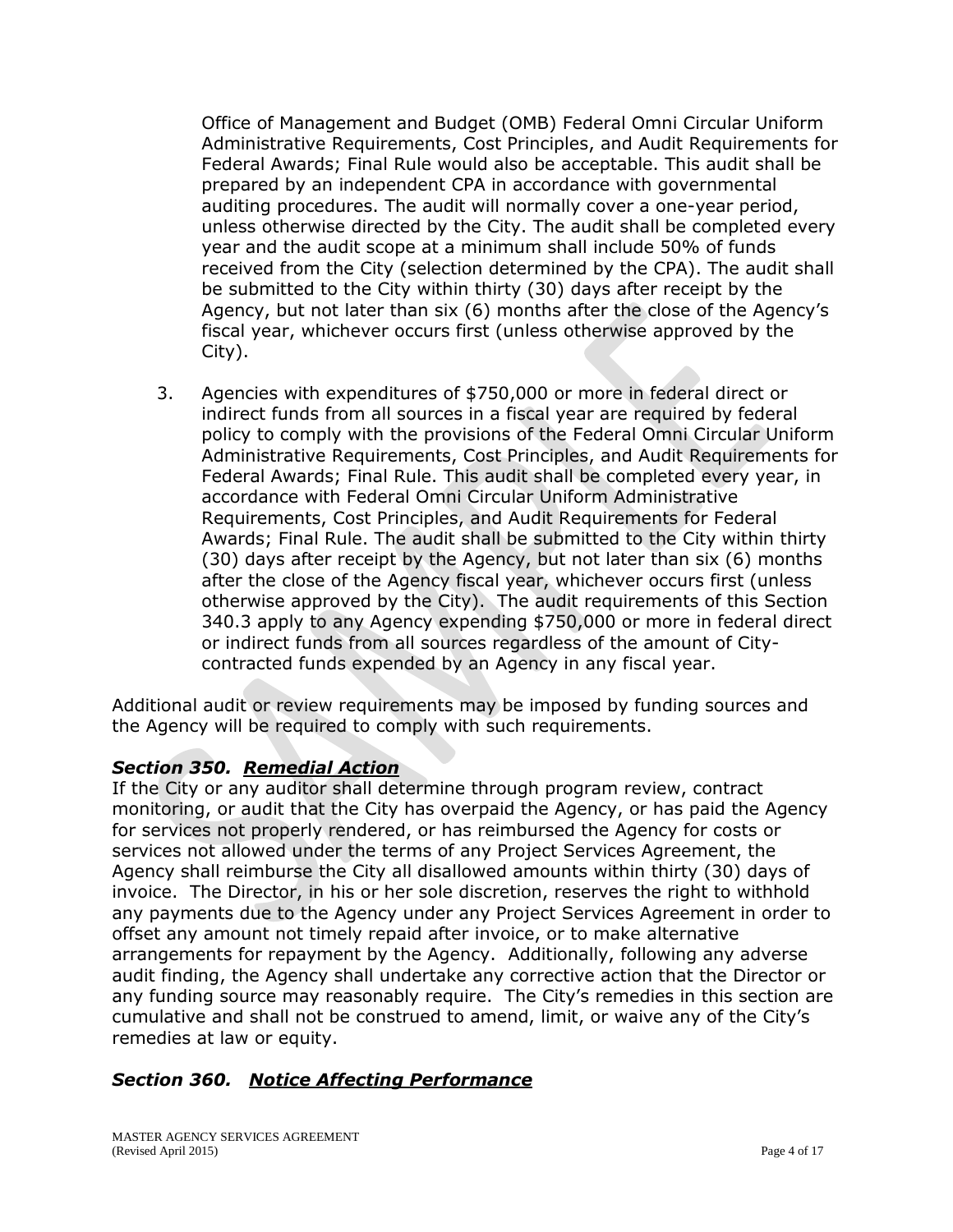Office of Management and Budget (OMB) Federal Omni Circular Uniform Administrative Requirements, Cost Principles, and Audit Requirements for Federal Awards; Final Rule would also be acceptable. This audit shall be prepared by an independent CPA in accordance with governmental auditing procedures. The audit will normally cover a one-year period, unless otherwise directed by the City. The audit shall be completed every year and the audit scope at a minimum shall include 50% of funds received from the City (selection determined by the CPA). The audit shall be submitted to the City within thirty (30) days after receipt by the Agency, but not later than six (6) months after the close of the Agency's fiscal year, whichever occurs first (unless otherwise approved by the City).

3. Agencies with expenditures of $750,000 or more in federal direct or indirect funds from all sources in a fiscal year are required by federal policy to comply with the provisions of the Federal Omni Circular Uniform Administrative Requirements, Cost Principles, and Audit Requirements for Federal Awards; Final Rule. This audit shall be completed every year, in accordance with Federal Omni Circular Uniform Administrative Requirements, Cost Principles, and Audit Requirements for Federal Awards; Final Rule. The audit shall be submitted to the City within thirty (30) days after receipt by the Agency, but not later than six (6) months after the close of the Agency fiscal year, whichever occurs first (unless otherwise approved by the City). The audit requirements of this Section 340.3 apply to any Agency expending $750,000 or more in federal direct or indirect funds from all sources regardless of the amount of City-contracted funds expended by an Agency in any fiscal year.

Additional audit or review requirements may be imposed by funding sources and the Agency will be required to comply with such requirements.

### *Section 350. __Remedial Action__*

If the City or any auditor shall determine through program review, contract monitoring, or audit that the City has overpaid the Agency, or has paid the Agency for services not properly rendered, or has reimbursed the Agency for costs or services not allowed under the terms of any Project Services Agreement, the Agency shall reimburse the City all disallowed amounts within thirty (30) days of invoice. The Director, in his or her sole discretion, reserves the right to withhold any payments due to the Agency under any Project Services Agreement in order to offset any amount not timely repaid after invoice, or to make alternative arrangements for repayment by the Agency. Additionally, following any adverse audit finding, the Agency shall undertake any corrective action that the Director or any funding source may reasonably require. The City's remedies in this section are cumulative and shall not be construed to amend, limit, or waive any of the City's remedies at law or equity.

### *Section 360. __Notice Affecting Performance__*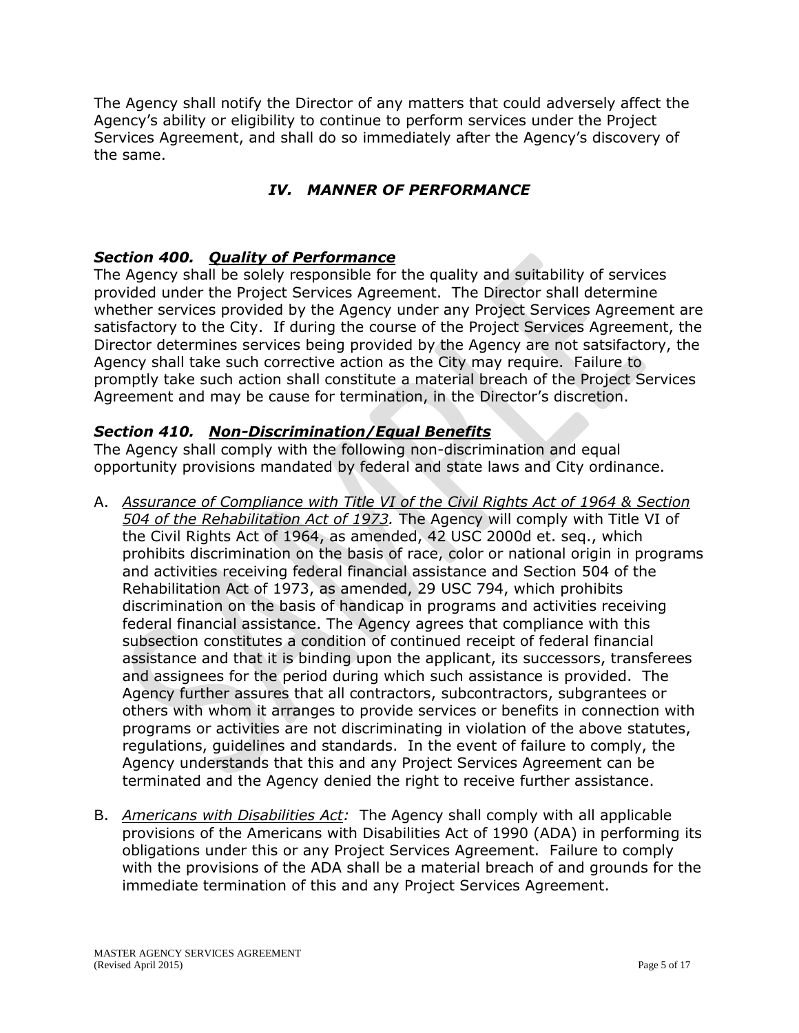The Agency shall notify the Director of any matters that could adversely affect the Agency's ability or eligibility to continue to perform services under the Project Services Agreement, and shall do so immediately after the Agency's discovery of the same.

## *IV. MANNER OF PERFORMANCE*

### *Section 400. Quality of Performance*

The Agency shall be solely responsible for the quality and suitability of services provided under the Project Services Agreement. The Director shall determine whether services provided by the Agency under any Project Services Agreement are satisfactory to the City. If during the course of the Project Services Agreement, the Director determines services being provided by the Agency are not satsifactory, the Agency shall take such corrective action as the City may require. Failure to promptly take such action shall constitute a material breach of the Project Services Agreement and may be cause for termination, in the Director's discretion.

### *Section 410. Non-Discrimination/Equal Benefits*

The Agency shall comply with the following non-discrimination and equal opportunity provisions mandated by federal and state laws and City ordinance.

A. *Assurance of Compliance with Title VI of the Civil Rights Act of 1964 & Section 504 of the Rehabilitation Act of 1973.* The Agency will comply with Title VI of the Civil Rights Act of 1964, as amended, 42 USC 2000d et. seq., which prohibits discrimination on the basis of race, color or national origin in programs and activities receiving federal financial assistance and Section 504 of the Rehabilitation Act of 1973, as amended, 29 USC 794, which prohibits discrimination on the basis of handicap in programs and activities receiving federal financial assistance. The Agency agrees that compliance with this subsection constitutes a condition of continued receipt of federal financial assistance and that it is binding upon the applicant, its successors, transferees and assignees for the period during which such assistance is provided. The Agency further assures that all contractors, subcontractors, subgrantees or others with whom it arranges to provide services or benefits in connection with programs or activities are not discriminating in violation of the above statutes, regulations, guidelines and standards. In the event of failure to comply, the Agency understands that this and any Project Services Agreement can be terminated and the Agency denied the right to receive further assistance.

B. *Americans with Disabilities Act:* The Agency shall comply with all applicable provisions of the Americans with Disabilities Act of 1990 (ADA) in performing its obligations under this or any Project Services Agreement. Failure to comply with the provisions of the ADA shall be a material breach of and grounds for the immediate termination of this and any Project Services Agreement.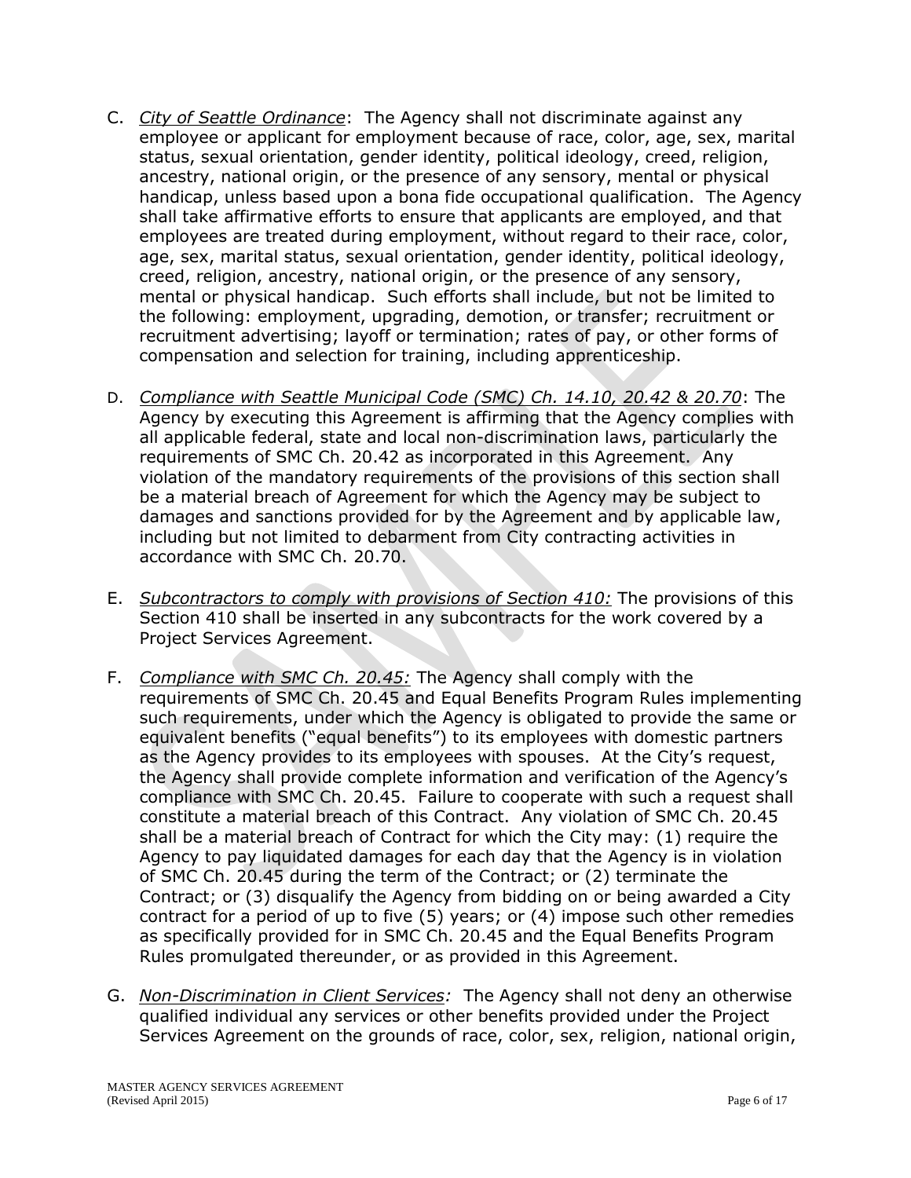C. *City of Seattle Ordinance*: The Agency shall not discriminate against any employee or applicant for employment because of race, color, age, sex, marital status, sexual orientation, gender identity, political ideology, creed, religion, ancestry, national origin, or the presence of any sensory, mental or physical handicap, unless based upon a bona fide occupational qualification. The Agency shall take affirmative efforts to ensure that applicants are employed, and that employees are treated during employment, without regard to their race, color, age, sex, marital status, sexual orientation, gender identity, political ideology, creed, religion, ancestry, national origin, or the presence of any sensory, mental or physical handicap. Such efforts shall include, but not be limited to the following: employment, upgrading, demotion, or transfer; recruitment or recruitment advertising; layoff or termination; rates of pay, or other forms of compensation and selection for training, including apprenticeship.

D. *Compliance with Seattle Municipal Code (SMC) Ch. 14.10, 20.42 & 20.70*: The Agency by executing this Agreement is affirming that the Agency complies with all applicable federal, state and local non-discrimination laws, particularly the requirements of SMC Ch. 20.42 as incorporated in this Agreement. Any violation of the mandatory requirements of the provisions of this section shall be a material breach of Agreement for which the Agency may be subject to damages and sanctions provided for by the Agreement and by applicable law, including but not limited to debarment from City contracting activities in accordance with SMC Ch. 20.70.

E. *Subcontractors to comply with provisions of Section 410:* The provisions of this Section 410 shall be inserted in any subcontracts for the work covered by a Project Services Agreement.

F. *Compliance with SMC Ch. 20.45:* The Agency shall comply with the requirements of SMC Ch. 20.45 and Equal Benefits Program Rules implementing such requirements, under which the Agency is obligated to provide the same or equivalent benefits ("equal benefits") to its employees with domestic partners as the Agency provides to its employees with spouses. At the City's request, the Agency shall provide complete information and verification of the Agency's compliance with SMC Ch. 20.45. Failure to cooperate with such a request shall constitute a material breach of this Contract. Any violation of SMC Ch. 20.45 shall be a material breach of Contract for which the City may: (1) require the Agency to pay liquidated damages for each day that the Agency is in violation of SMC Ch. 20.45 during the term of the Contract; or (2) terminate the Contract; or (3) disqualify the Agency from bidding on or being awarded a City contract for a period of up to five (5) years; or (4) impose such other remedies as specifically provided for in SMC Ch. 20.45 and the Equal Benefits Program Rules promulgated thereunder, or as provided in this Agreement.

G. *Non-Discrimination in Client Services:* The Agency shall not deny an otherwise qualified individual any services or other benefits provided under the Project Services Agreement on the grounds of race, color, sex, religion, national origin,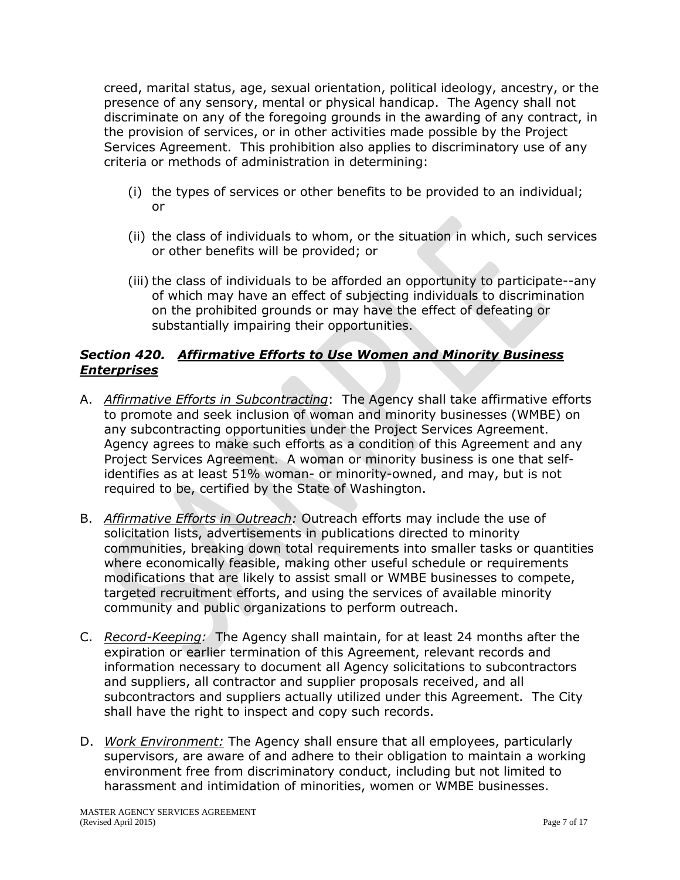creed, marital status, age, sexual orientation, political ideology, ancestry, or the presence of any sensory, mental or physical handicap. The Agency shall not discriminate on any of the foregoing grounds in the awarding of any contract, in the provision of services, or in other activities made possible by the Project Services Agreement. This prohibition also applies to discriminatory use of any criteria or methods of administration in determining:

(i) the types of services or other benefits to be provided to an individual; or

(ii) the class of individuals to whom, or the situation in which, such services or other benefits will be provided; or

(iii) the class of individuals to be afforded an opportunity to participate--any of which may have an effect of subjecting individuals to discrimination on the prohibited grounds or may have the effect of defeating or substantially impairing their opportunities.

### *Section 420. __Affirmative Efforts to Use Women and Minority Business Enterprises__*

A. *__Affirmative Efforts in Subcontracting__*: The Agency shall take affirmative efforts to promote and seek inclusion of woman and minority businesses (WMBE) on any subcontracting opportunities under the Project Services Agreement. Agency agrees to make such efforts as a condition of this Agreement and any Project Services Agreement. A woman or minority business is one that self-identifies as at least 51% woman- or minority-owned, and may, but is not required to be, certified by the State of Washington.

B. *__Affirmative Efforts in Outreach__:* Outreach efforts may include the use of solicitation lists, advertisements in publications directed to minority communities, breaking down total requirements into smaller tasks or quantities where economically feasible, making other useful schedule or requirements modifications that are likely to assist small or WMBE businesses to compete, targeted recruitment efforts, and using the services of available minority community and public organizations to perform outreach.

C. *__Record-Keeping:__* The Agency shall maintain, for at least 24 months after the expiration or earlier termination of this Agreement, relevant records and information necessary to document all Agency solicitations to subcontractors and suppliers, all contractor and supplier proposals received, and all subcontractors and suppliers actually utilized under this Agreement. The City shall have the right to inspect and copy such records.

D. *__Work Environment:__* The Agency shall ensure that all employees, particularly supervisors, are aware of and adhere to their obligation to maintain a working environment free from discriminatory conduct, including but not limited to harassment and intimidation of minorities, women or WMBE businesses.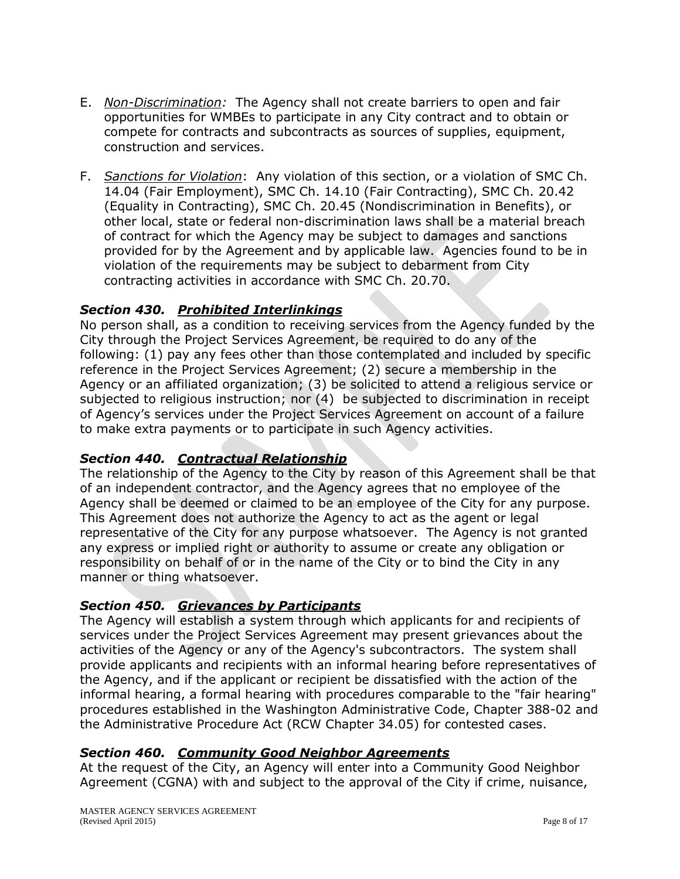E. *Non-Discrimination:* The Agency shall not create barriers to open and fair opportunities for WMBEs to participate in any City contract and to obtain or compete for contracts and subcontracts as sources of supplies, equipment, construction and services.

F. *Sanctions for Violation*: Any violation of this section, or a violation of SMC Ch. 14.04 (Fair Employment), SMC Ch. 14.10 (Fair Contracting), SMC Ch. 20.42 (Equality in Contracting), SMC Ch. 20.45 (Nondiscrimination in Benefits), or other local, state or federal non-discrimination laws shall be a material breach of contract for which the Agency may be subject to damages and sanctions provided for by the Agreement and by applicable law. Agencies found to be in violation of the requirements may be subject to debarment from City contracting activities in accordance with SMC Ch. 20.70.

### *Section 430. Prohibited Interlinkings*

No person shall, as a condition to receiving services from the Agency funded by the City through the Project Services Agreement, be required to do any of the following: (1) pay any fees other than those contemplated and included by specific reference in the Project Services Agreement; (2) secure a membership in the Agency or an affiliated organization; (3) be solicited to attend a religious service or subjected to religious instruction; nor (4) be subjected to discrimination in receipt of Agency's services under the Project Services Agreement on account of a failure to make extra payments or to participate in such Agency activities.

### *Section 440. Contractual Relationship*

The relationship of the Agency to the City by reason of this Agreement shall be that of an independent contractor, and the Agency agrees that no employee of the Agency shall be deemed or claimed to be an employee of the City for any purpose. This Agreement does not authorize the Agency to act as the agent or legal representative of the City for any purpose whatsoever. The Agency is not granted any express or implied right or authority to assume or create any obligation or responsibility on behalf of or in the name of the City or to bind the City in any manner or thing whatsoever.

### *Section 450. Grievances by Participants*

The Agency will establish a system through which applicants for and recipients of services under the Project Services Agreement may present grievances about the activities of the Agency or any of the Agency's subcontractors. The system shall provide applicants and recipients with an informal hearing before representatives of the Agency, and if the applicant or recipient be dissatisfied with the action of the informal hearing, a formal hearing with procedures comparable to the "fair hearing" procedures established in the Washington Administrative Code, Chapter 388-02 and the Administrative Procedure Act (RCW Chapter 34.05) for contested cases.

### *Section 460. Community Good Neighbor Agreements*

At the request of the City, an Agency will enter into a Community Good Neighbor Agreement (CGNA) with and subject to the approval of the City if crime, nuisance,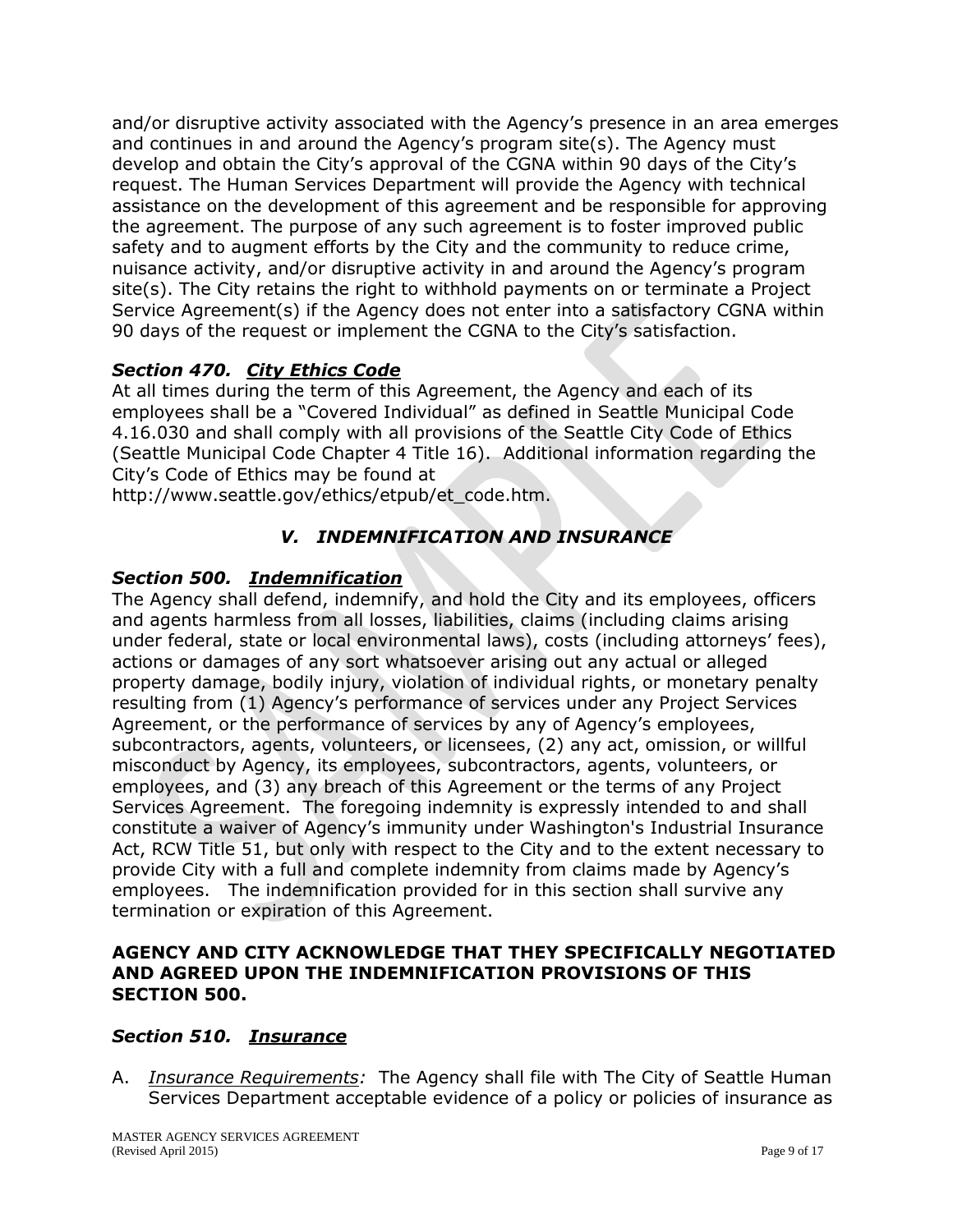and/or disruptive activity associated with the Agency's presence in an area emerges and continues in and around the Agency's program site(s). The Agency must develop and obtain the City's approval of the CGNA within 90 days of the City's request. The Human Services Department will provide the Agency with technical assistance on the development of this agreement and be responsible for approving the agreement. The purpose of any such agreement is to foster improved public safety and to augment efforts by the City and the community to reduce crime, nuisance activity, and/or disruptive activity in and around the Agency's program site(s). The City retains the right to withhold payments on or terminate a Project Service Agreement(s) if the Agency does not enter into a satisfactory CGNA within 90 days of the request or implement the CGNA to the City's satisfaction.

### *Section 470. City Ethics Code*

At all times during the term of this Agreement, the Agency and each of its employees shall be a "Covered Individual" as defined in Seattle Municipal Code 4.16.030 and shall comply with all provisions of the Seattle City Code of Ethics (Seattle Municipal Code Chapter 4 Title 16). Additional information regarding the City's Code of Ethics may be found at http://www.seattle.gov/ethics/etpub/et_code.htm.

## *V. INDEMNIFICATION AND INSURANCE*

### *Section 500. Indemnification*

The Agency shall defend, indemnify, and hold the City and its employees, officers and agents harmless from all losses, liabilities, claims (including claims arising under federal, state or local environmental laws), costs (including attorneys' fees), actions or damages of any sort whatsoever arising out any actual or alleged property damage, bodily injury, violation of individual rights, or monetary penalty resulting from (1) Agency's performance of services under any Project Services Agreement, or the performance of services by any of Agency's employees, subcontractors, agents, volunteers, or licensees, (2) any act, omission, or willful misconduct by Agency, its employees, subcontractors, agents, volunteers, or employees, and (3) any breach of this Agreement or the terms of any Project Services Agreement. The foregoing indemnity is expressly intended to and shall constitute a waiver of Agency's immunity under Washington's Industrial Insurance Act, RCW Title 51, but only with respect to the City and to the extent necessary to provide City with a full and complete indemnity from claims made by Agency's employees. The indemnification provided for in this section shall survive any termination or expiration of this Agreement.

**AGENCY AND CITY ACKNOWLEDGE THAT THEY SPECIFICALLY NEGOTIATED AND AGREED UPON THE INDEMNIFICATION PROVISIONS OF THIS SECTION 500.**

### *Section 510. Insurance*

A. *Insurance Requirements:* The Agency shall file with The City of Seattle Human Services Department acceptable evidence of a policy or policies of insurance as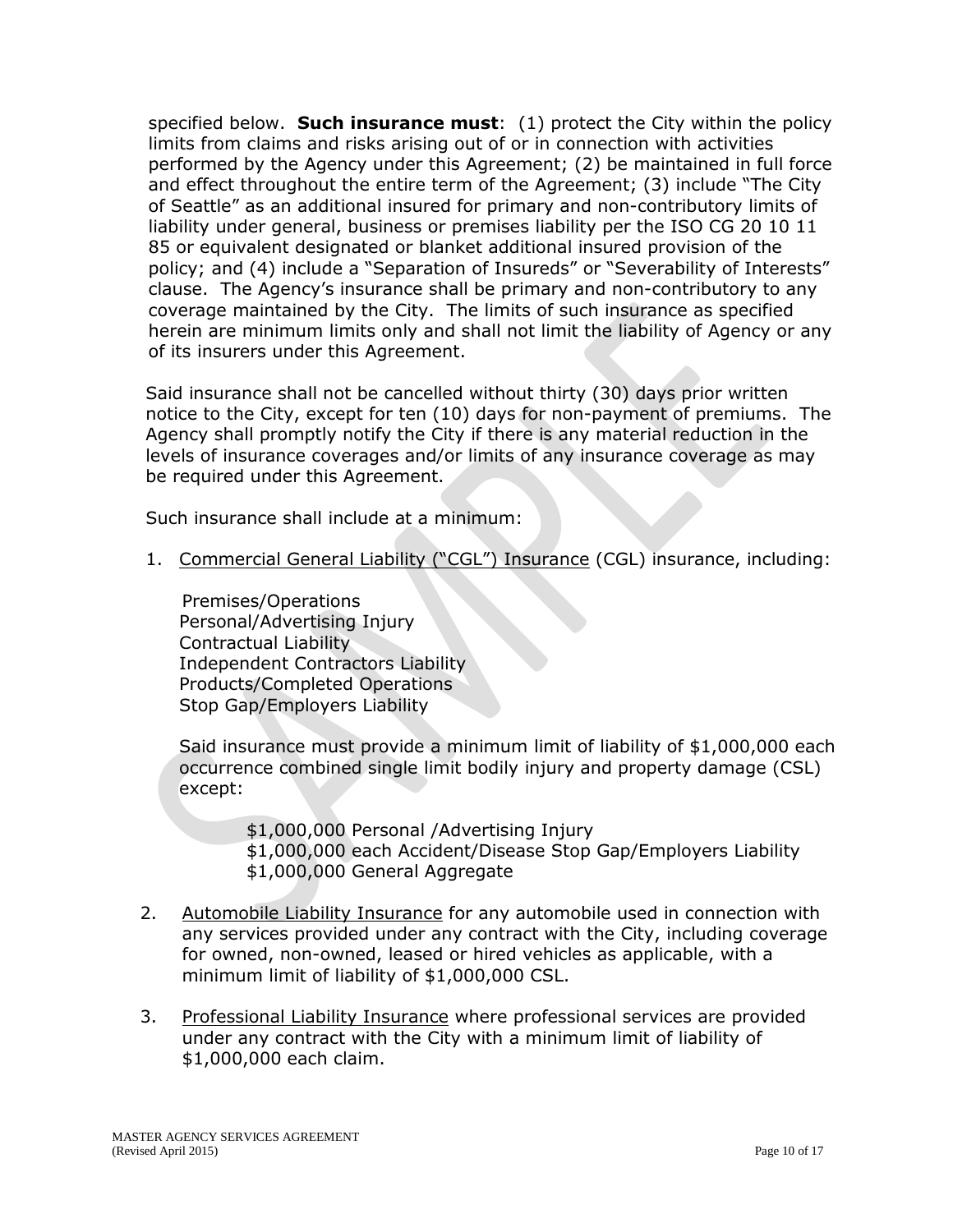specified below. **Such insurance must**: (1) protect the City within the policy limits from claims and risks arising out of or in connection with activities performed by the Agency under this Agreement; (2) be maintained in full force and effect throughout the entire term of the Agreement; (3) include "The City of Seattle" as an additional insured for primary and non-contributory limits of liability under general, business or premises liability per the ISO CG 20 10 11 85 or equivalent designated or blanket additional insured provision of the policy; and (4) include a "Separation of Insureds" or "Severability of Interests" clause. The Agency's insurance shall be primary and non-contributory to any coverage maintained by the City. The limits of such insurance as specified herein are minimum limits only and shall not limit the liability of Agency or any of its insurers under this Agreement.

Said insurance shall not be cancelled without thirty (30) days prior written notice to the City, except for ten (10) days for non-payment of premiums. The Agency shall promptly notify the City if there is any material reduction in the levels of insurance coverages and/or limits of any insurance coverage as may be required under this Agreement.

Such insurance shall include at a minimum:

1. Commercial General Liability ("CGL") Insurance (CGL) insurance, including:

   Premises/Operations
   Personal/Advertising Injury
   Contractual Liability
   Independent Contractors Liability
   Products/Completed Operations
   Stop Gap/Employers Liability

   Said insurance must provide a minimum limit of liability of $1,000,000 each occurrence combined single limit bodily injury and property damage (CSL) except:

   $1,000,000 Personal /Advertising Injury
   $1,000,000 each Accident/Disease Stop Gap/Employers Liability
   $1,000,000 General Aggregate

2. Automobile Liability Insurance for any automobile used in connection with any services provided under any contract with the City, including coverage for owned, non-owned, leased or hired vehicles as applicable, with a minimum limit of liability of $1,000,000 CSL.

3. Professional Liability Insurance where professional services are provided under any contract with the City with a minimum limit of liability of $1,000,000 each claim.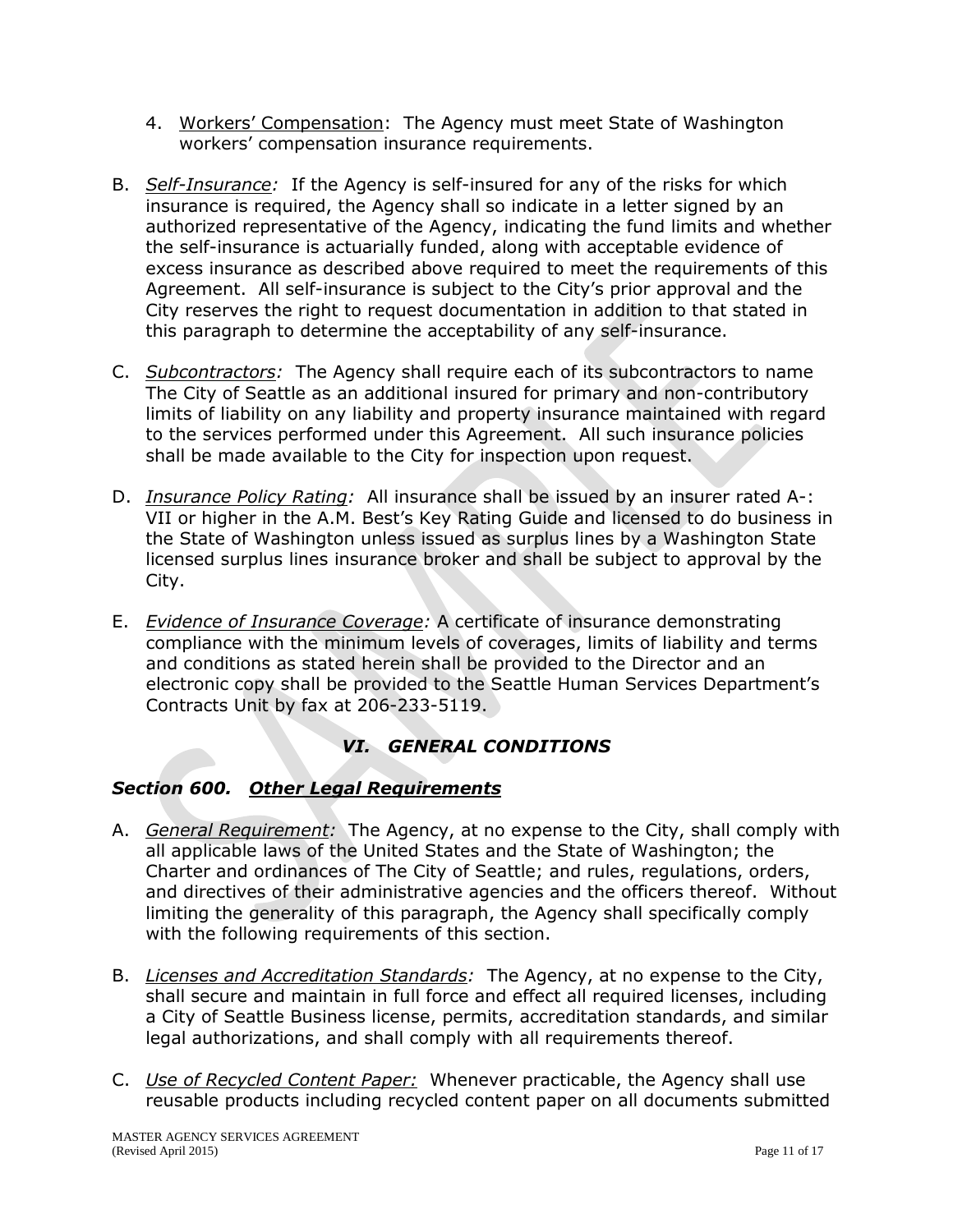4. Workers' Compensation: The Agency must meet State of Washington workers' compensation insurance requirements.

B. *Self-Insurance:* If the Agency is self-insured for any of the risks for which insurance is required, the Agency shall so indicate in a letter signed by an authorized representative of the Agency, indicating the fund limits and whether the self-insurance is actuarially funded, along with acceptable evidence of excess insurance as described above required to meet the requirements of this Agreement. All self-insurance is subject to the City's prior approval and the City reserves the right to request documentation in addition to that stated in this paragraph to determine the acceptability of any self-insurance.

C. *Subcontractors:* The Agency shall require each of its subcontractors to name The City of Seattle as an additional insured for primary and non-contributory limits of liability on any liability and property insurance maintained with regard to the services performed under this Agreement. All such insurance policies shall be made available to the City for inspection upon request.

D. *Insurance Policy Rating:* All insurance shall be issued by an insurer rated A-: VII or higher in the A.M. Best's Key Rating Guide and licensed to do business in the State of Washington unless issued as surplus lines by a Washington State licensed surplus lines insurance broker and shall be subject to approval by the City.

E. *Evidence of Insurance Coverage:* A certificate of insurance demonstrating compliance with the minimum levels of coverages, limits of liability and terms and conditions as stated herein shall be provided to the Director and an electronic copy shall be provided to the Seattle Human Services Department's Contracts Unit by fax at 206-233-5119.

## *VI. GENERAL CONDITIONS*

### *Section 600. Other Legal Requirements*

A. *General Requirement:* The Agency, at no expense to the City, shall comply with all applicable laws of the United States and the State of Washington; the Charter and ordinances of The City of Seattle; and rules, regulations, orders, and directives of their administrative agencies and the officers thereof. Without limiting the generality of this paragraph, the Agency shall specifically comply with the following requirements of this section.

B. *Licenses and Accreditation Standards:* The Agency, at no expense to the City, shall secure and maintain in full force and effect all required licenses, including a City of Seattle Business license, permits, accreditation standards, and similar legal authorizations, and shall comply with all requirements thereof.

C. *Use of Recycled Content Paper:* Whenever practicable, the Agency shall use reusable products including recycled content paper on all documents submitted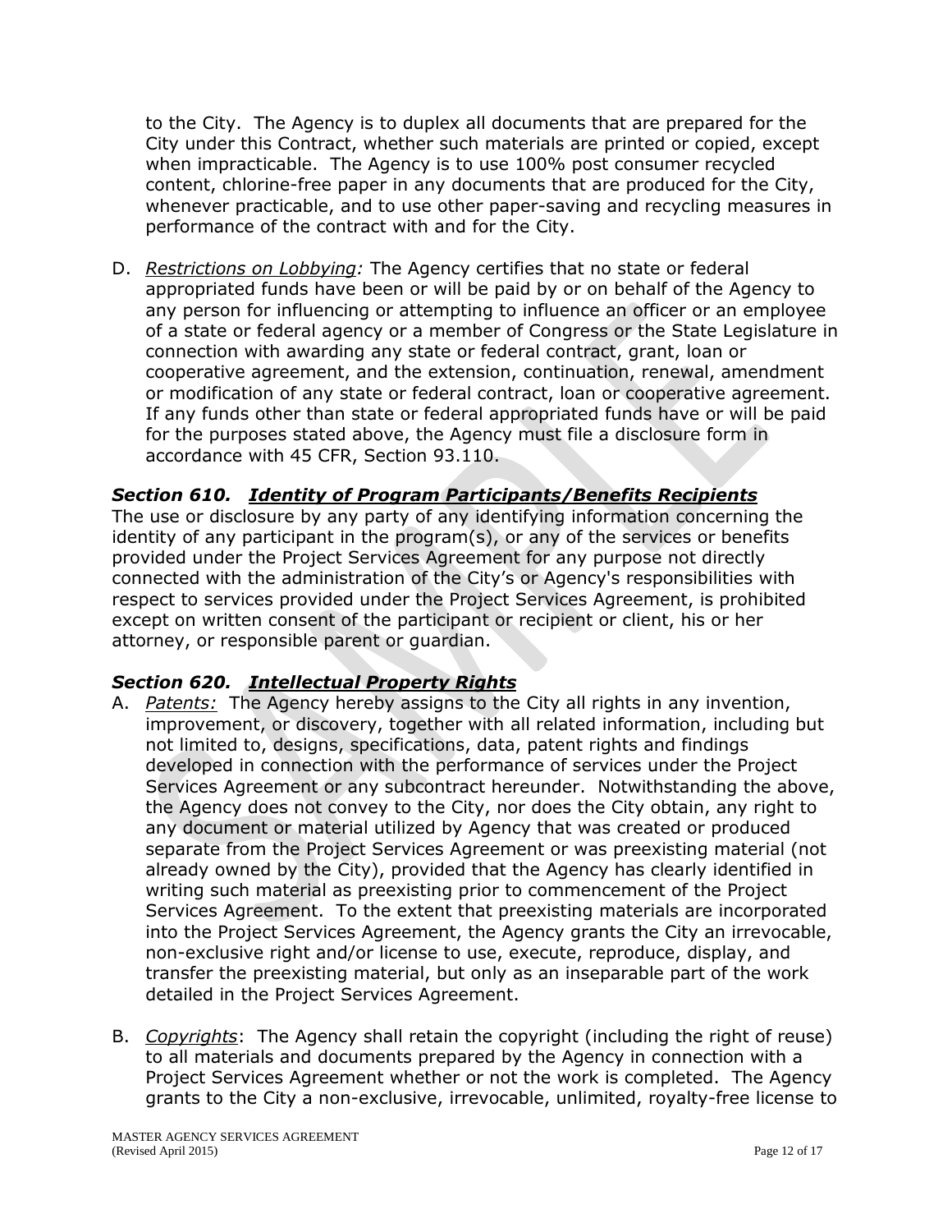to the City. The Agency is to duplex all documents that are prepared for the City under this Contract, whether such materials are printed or copied, except when impracticable. The Agency is to use 100% post consumer recycled content, chlorine-free paper in any documents that are produced for the City, whenever practicable, and to use other paper-saving and recycling measures in performance of the contract with and for the City.

D. *Restrictions on Lobbying:* The Agency certifies that no state or federal appropriated funds have been or will be paid by or on behalf of the Agency to any person for influencing or attempting to influence an officer or an employee of a state or federal agency or a member of Congress or the State Legislature in connection with awarding any state or federal contract, grant, loan or cooperative agreement, and the extension, continuation, renewal, amendment or modification of any state or federal contract, loan or cooperative agreement. If any funds other than state or federal appropriated funds have or will be paid for the purposes stated above, the Agency must file a disclosure form in accordance with 45 CFR, Section 93.110.

### *Section 610. Identity of Program Participants/Benefits Recipients*

The use or disclosure by any party of any identifying information concerning the identity of any participant in the program(s), or any of the services or benefits provided under the Project Services Agreement for any purpose not directly connected with the administration of the City's or Agency's responsibilities with respect to services provided under the Project Services Agreement, is prohibited except on written consent of the participant or recipient or client, his or her attorney, or responsible parent or guardian.

### *Section 620. Intellectual Property Rights*

A. *Patents:* The Agency hereby assigns to the City all rights in any invention, improvement, or discovery, together with all related information, including but not limited to, designs, specifications, data, patent rights and findings developed in connection with the performance of services under the Project Services Agreement or any subcontract hereunder. Notwithstanding the above, the Agency does not convey to the City, nor does the City obtain, any right to any document or material utilized by Agency that was created or produced separate from the Project Services Agreement or was preexisting material (not already owned by the City), provided that the Agency has clearly identified in writing such material as preexisting prior to commencement of the Project Services Agreement. To the extent that preexisting materials are incorporated into the Project Services Agreement, the Agency grants the City an irrevocable, non-exclusive right and/or license to use, execute, reproduce, display, and transfer the preexisting material, but only as an inseparable part of the work detailed in the Project Services Agreement.

B. *Copyrights*: The Agency shall retain the copyright (including the right of reuse) to all materials and documents prepared by the Agency in connection with a Project Services Agreement whether or not the work is completed. The Agency grants to the City a non-exclusive, irrevocable, unlimited, royalty-free license to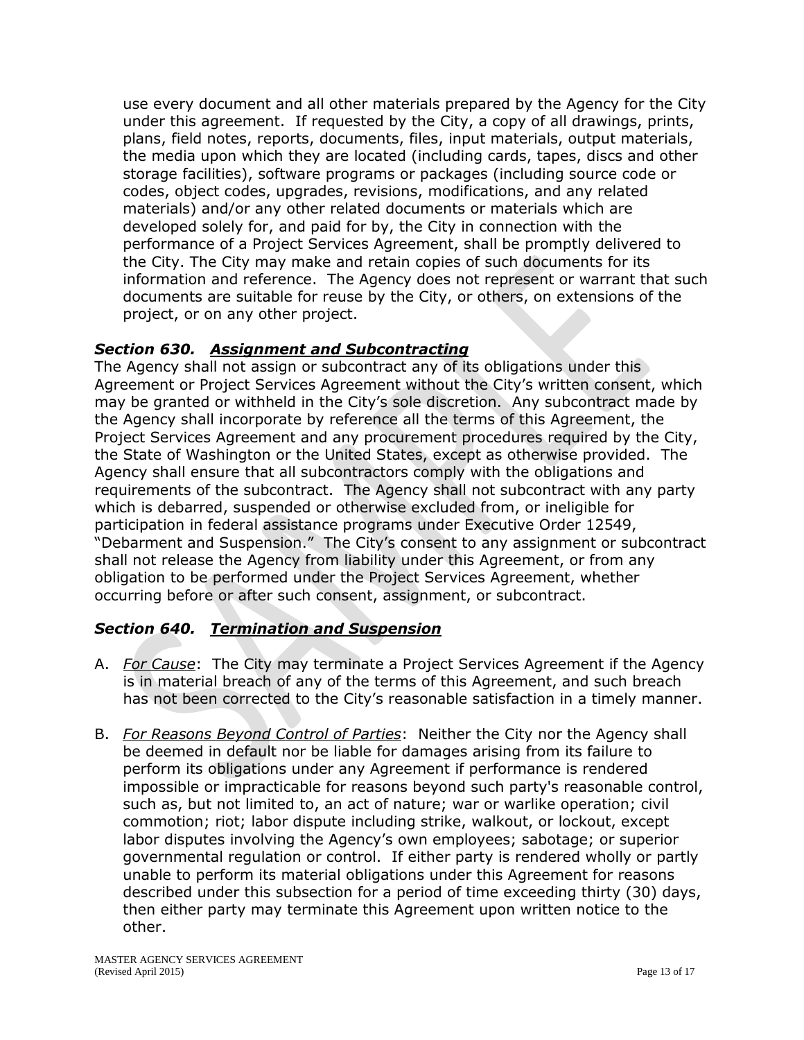use every document and all other materials prepared by the Agency for the City under this agreement. If requested by the City, a copy of all drawings, prints, plans, field notes, reports, documents, files, input materials, output materials, the media upon which they are located (including cards, tapes, discs and other storage facilities), software programs or packages (including source code or codes, object codes, upgrades, revisions, modifications, and any related materials) and/or any other related documents or materials which are developed solely for, and paid for by, the City in connection with the performance of a Project Services Agreement, shall be promptly delivered to the City. The City may make and retain copies of such documents for its information and reference. The Agency does not represent or warrant that such documents are suitable for reuse by the City, or others, on extensions of the project, or on any other project.

### *Section 630. Assignment and Subcontracting*

The Agency shall not assign or subcontract any of its obligations under this Agreement or Project Services Agreement without the City's written consent, which may be granted or withheld in the City's sole discretion. Any subcontract made by the Agency shall incorporate by reference all the terms of this Agreement, the Project Services Agreement and any procurement procedures required by the City, the State of Washington or the United States, except as otherwise provided. The Agency shall ensure that all subcontractors comply with the obligations and requirements of the subcontract. The Agency shall not subcontract with any party which is debarred, suspended or otherwise excluded from, or ineligible for participation in federal assistance programs under Executive Order 12549, "Debarment and Suspension." The City's consent to any assignment or subcontract shall not release the Agency from liability under this Agreement, or from any obligation to be performed under the Project Services Agreement, whether occurring before or after such consent, assignment, or subcontract.

### *Section 640. Termination and Suspension*

A. *For Cause*: The City may terminate a Project Services Agreement if the Agency is in material breach of any of the terms of this Agreement, and such breach has not been corrected to the City's reasonable satisfaction in a timely manner.

B. *For Reasons Beyond Control of Parties*: Neither the City nor the Agency shall be deemed in default nor be liable for damages arising from its failure to perform its obligations under any Agreement if performance is rendered impossible or impracticable for reasons beyond such party's reasonable control, such as, but not limited to, an act of nature; war or warlike operation; civil commotion; riot; labor dispute including strike, walkout, or lockout, except labor disputes involving the Agency's own employees; sabotage; or superior governmental regulation or control. If either party is rendered wholly or partly unable to perform its material obligations under this Agreement for reasons described under this subsection for a period of time exceeding thirty (30) days, then either party may terminate this Agreement upon written notice to the other.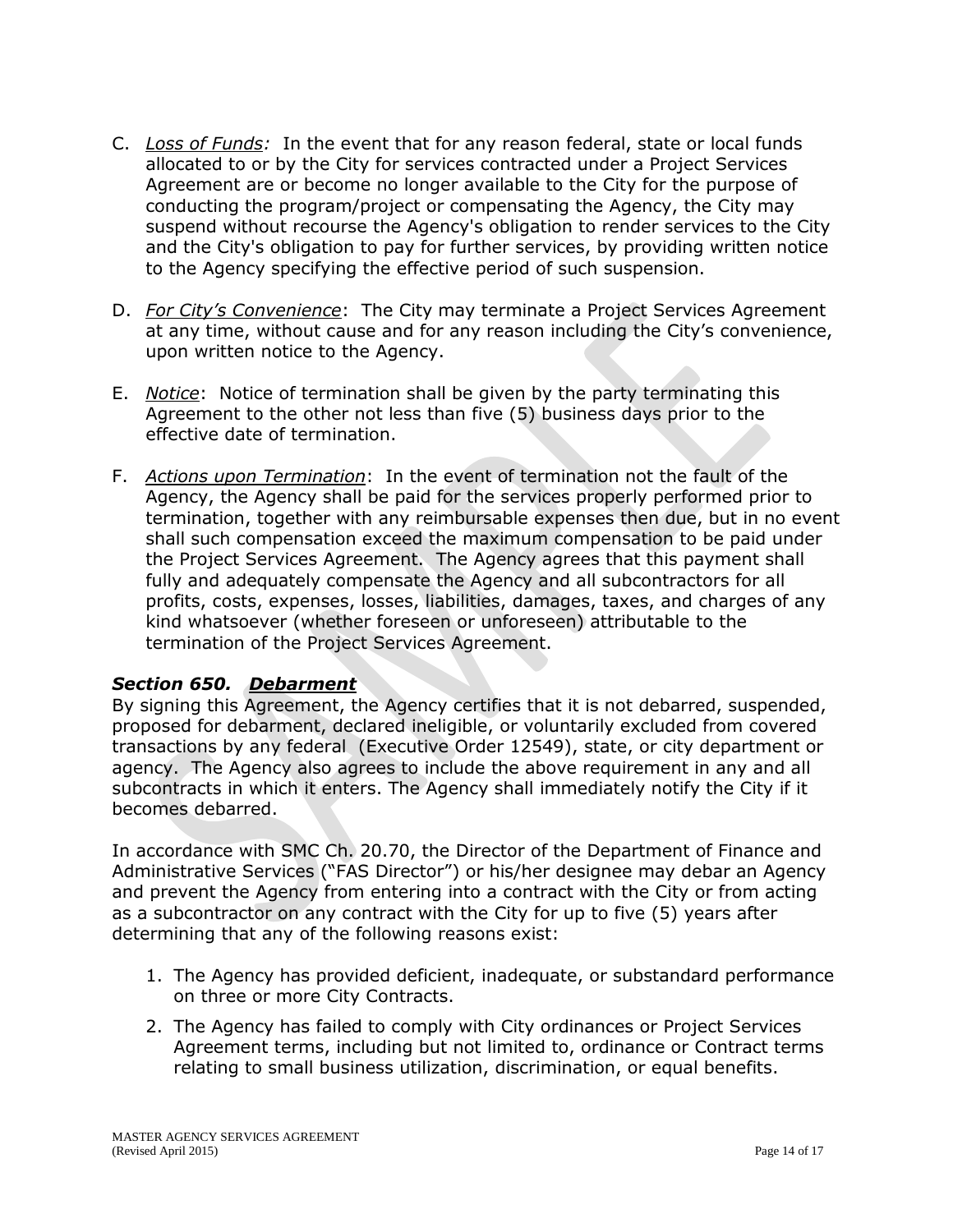C. *Loss of Funds:* In the event that for any reason federal, state or local funds allocated to or by the City for services contracted under a Project Services Agreement are or become no longer available to the City for the purpose of conducting the program/project or compensating the Agency, the City may suspend without recourse the Agency's obligation to render services to the City and the City's obligation to pay for further services, by providing written notice to the Agency specifying the effective period of such suspension.

D. *For City's Convenience*: The City may terminate a Project Services Agreement at any time, without cause and for any reason including the City's convenience, upon written notice to the Agency.

E. *Notice*: Notice of termination shall be given by the party terminating this Agreement to the other not less than five (5) business days prior to the effective date of termination.

F. *Actions upon Termination*: In the event of termination not the fault of the Agency, the Agency shall be paid for the services properly performed prior to termination, together with any reimbursable expenses then due, but in no event shall such compensation exceed the maximum compensation to be paid under the Project Services Agreement. The Agency agrees that this payment shall fully and adequately compensate the Agency and all subcontractors for all profits, costs, expenses, losses, liabilities, damages, taxes, and charges of any kind whatsoever (whether foreseen or unforeseen) attributable to the termination of the Project Services Agreement.

### *Section 650. Debarment*

By signing this Agreement, the Agency certifies that it is not debarred, suspended, proposed for debarment, declared ineligible, or voluntarily excluded from covered transactions by any federal (Executive Order 12549), state, or city department or agency. The Agency also agrees to include the above requirement in any and all subcontracts in which it enters. The Agency shall immediately notify the City if it becomes debarred.

In accordance with SMC Ch. 20.70, the Director of the Department of Finance and Administrative Services ("FAS Director") or his/her designee may debar an Agency and prevent the Agency from entering into a contract with the City or from acting as a subcontractor on any contract with the City for up to five (5) years after determining that any of the following reasons exist:

1. The Agency has provided deficient, inadequate, or substandard performance on three or more City Contracts.
2. The Agency has failed to comply with City ordinances or Project Services Agreement terms, including but not limited to, ordinance or Contract terms relating to small business utilization, discrimination, or equal benefits.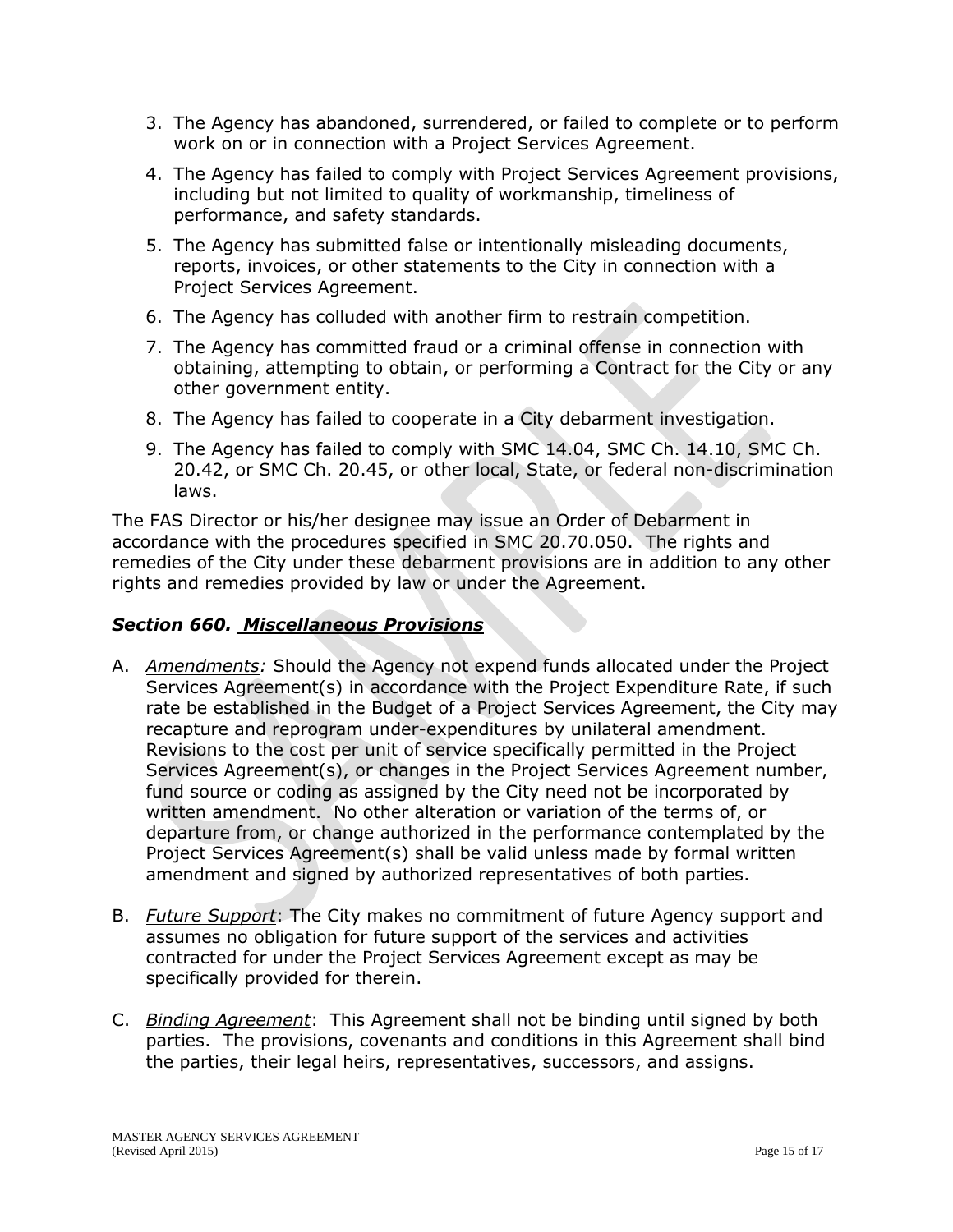3. The Agency has abandoned, surrendered, or failed to complete or to perform work on or in connection with a Project Services Agreement.
4. The Agency has failed to comply with Project Services Agreement provisions, including but not limited to quality of workmanship, timeliness of performance, and safety standards.
5. The Agency has submitted false or intentionally misleading documents, reports, invoices, or other statements to the City in connection with a Project Services Agreement.
6. The Agency has colluded with another firm to restrain competition.
7. The Agency has committed fraud or a criminal offense in connection with obtaining, attempting to obtain, or performing a Contract for the City or any other government entity.
8. The Agency has failed to cooperate in a City debarment investigation.
9. The Agency has failed to comply with SMC 14.04, SMC Ch. 14.10, SMC Ch. 20.42, or SMC Ch. 20.45, or other local, State, or federal non-discrimination laws.

The FAS Director or his/her designee may issue an Order of Debarment in accordance with the procedures specified in SMC 20.70.050. The rights and remedies of the City under these debarment provisions are in addition to any other rights and remedies provided by law or under the Agreement.

### ***Section 660. Miscellaneous Provisions***

A. *Amendments:* Should the Agency not expend funds allocated under the Project Services Agreement(s) in accordance with the Project Expenditure Rate, if such rate be established in the Budget of a Project Services Agreement, the City may recapture and reprogram under-expenditures by unilateral amendment. Revisions to the cost per unit of service specifically permitted in the Project Services Agreement(s), or changes in the Project Services Agreement number, fund source or coding as assigned by the City need not be incorporated by written amendment. No other alteration or variation of the terms of, or departure from, or change authorized in the performance contemplated by the Project Services Agreement(s) shall be valid unless made by formal written amendment and signed by authorized representatives of both parties.

B. *Future Support*: The City makes no commitment of future Agency support and assumes no obligation for future support of the services and activities contracted for under the Project Services Agreement except as may be specifically provided for therein.

C. *Binding Agreement*: This Agreement shall not be binding until signed by both parties. The provisions, covenants and conditions in this Agreement shall bind the parties, their legal heirs, representatives, successors, and assigns.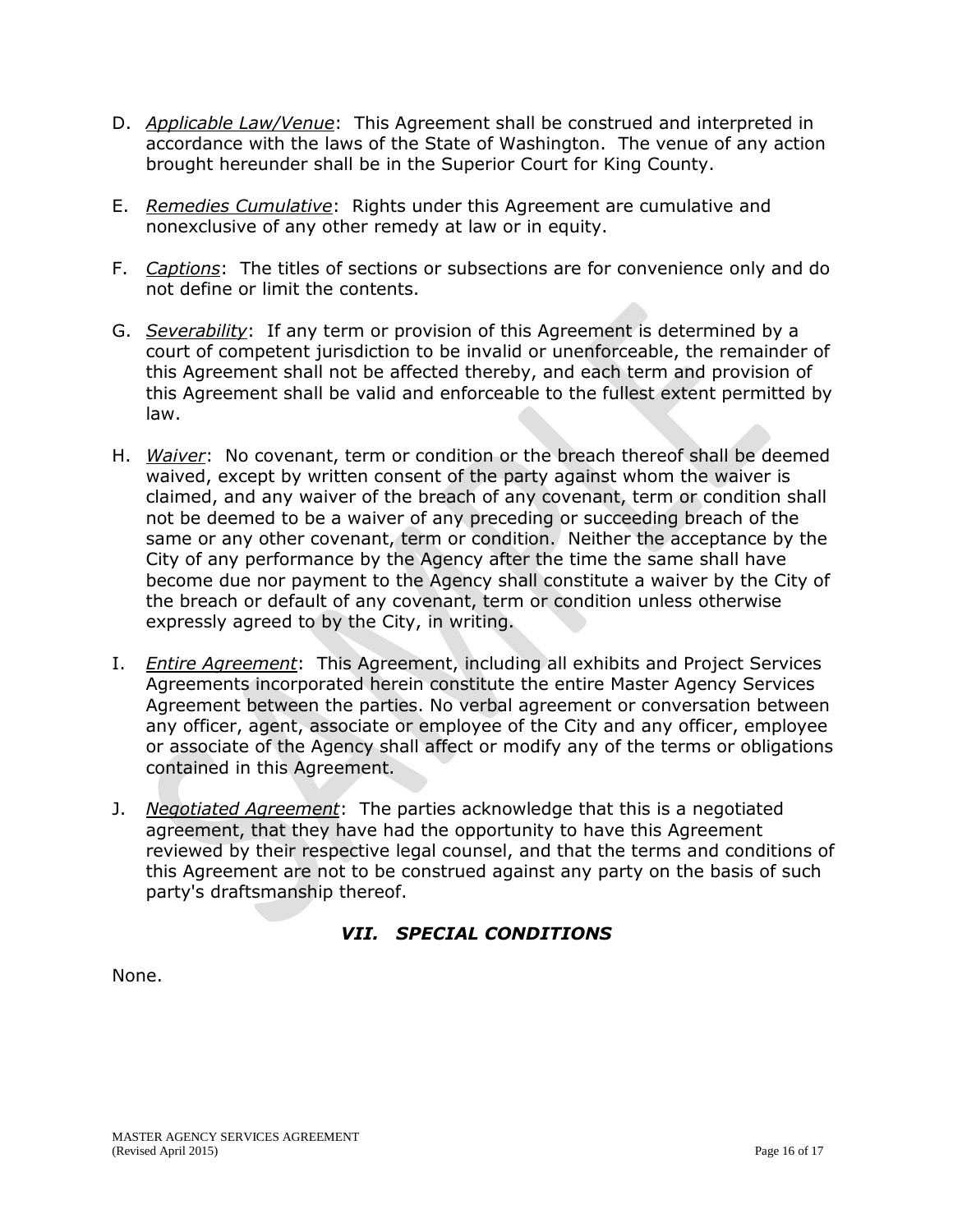D. *Applicable Law/Venue*: This Agreement shall be construed and interpreted in accordance with the laws of the State of Washington. The venue of any action brought hereunder shall be in the Superior Court for King County.

E. *Remedies Cumulative*: Rights under this Agreement are cumulative and nonexclusive of any other remedy at law or in equity.

F. *Captions*: The titles of sections or subsections are for convenience only and do not define or limit the contents.

G. *Severability*: If any term or provision of this Agreement is determined by a court of competent jurisdiction to be invalid or unenforceable, the remainder of this Agreement shall not be affected thereby, and each term and provision of this Agreement shall be valid and enforceable to the fullest extent permitted by law.

H. *Waiver*: No covenant, term or condition or the breach thereof shall be deemed waived, except by written consent of the party against whom the waiver is claimed, and any waiver of the breach of any covenant, term or condition shall not be deemed to be a waiver of any preceding or succeeding breach of the same or any other covenant, term or condition. Neither the acceptance by the City of any performance by the Agency after the time the same shall have become due nor payment to the Agency shall constitute a waiver by the City of the breach or default of any covenant, term or condition unless otherwise expressly agreed to by the City, in writing.

I. *Entire Agreement*: This Agreement, including all exhibits and Project Services Agreements incorporated herein constitute the entire Master Agency Services Agreement between the parties. No verbal agreement or conversation between any officer, agent, associate or employee of the City and any officer, employee or associate of the Agency shall affect or modify any of the terms or obligations contained in this Agreement.

J. *Negotiated Agreement*: The parties acknowledge that this is a negotiated agreement, that they have had the opportunity to have this Agreement reviewed by their respective legal counsel, and that the terms and conditions of this Agreement are not to be construed against any party on the basis of such party's draftsmanship thereof.

## *VII. SPECIAL CONDITIONS*

None.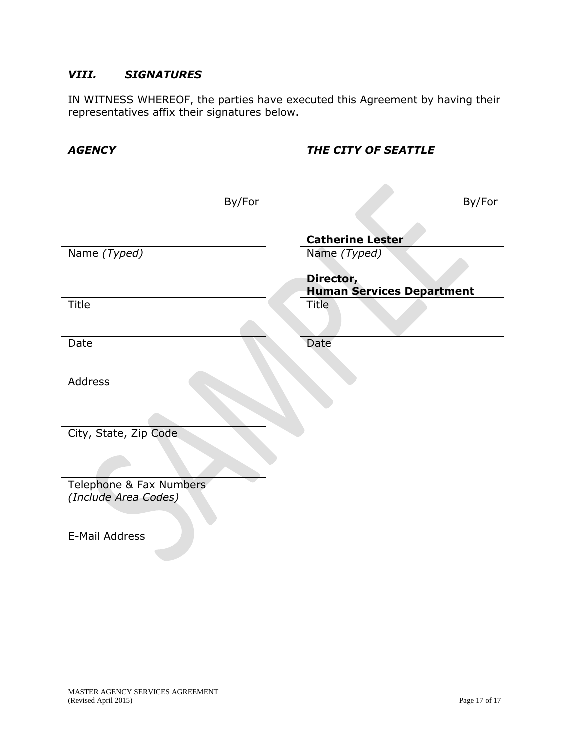### *VIII. SIGNATURES*

IN WITNESS WHEREOF, the parties have executed this Agreement by having their representatives affix their signatures below.

| ***AGENCY*** | ***THE CITY OF SEATTLE*** |
| --- | --- |
| By/For | By/For |
| Name *(Typed)* | **Catherine Lester**<br>Name *(Typed)* |
| Title | **Director, Human Services Department**<br>Title |
| Date | Date |
| Address | |
| City, State, Zip Code | |
| Telephone & Fax Numbers *(Include Area Codes)* | |
| E-Mail Address | |

SAMPLE

MASTER AGENCY SERVICES AGREEMENT
(Revised April 2015)